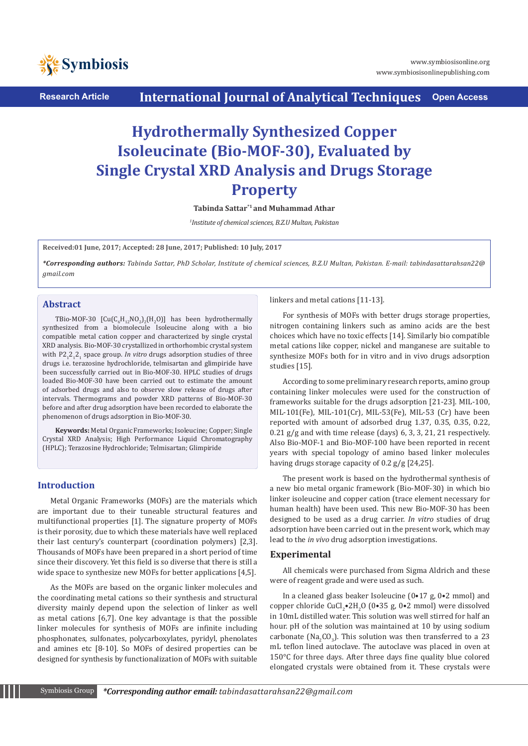Research Article | International Journal of Analytical Techniques | Open Access

# Hydrothermally Synthesized Copper Isoleucinate (Bio-MOF-30), Evaluated by Single Crystal XRD Analysis and Drugs Storage Property

**Tabinda Sattar*[1] and Muhammad Athar**

[1]*Institute of chemical sciences, B.Z.U Multan, Pakistan*

**Received:01 June, 2017; Accepted: 28 June, 2017; Published: 10 July, 2017**

***Corresponding authors:** *Tabinda Sattar, PhD Scholar, Institute of chemical sciences, B.Z.U Multan, Pakistan. E-mail: tabindasattarahsan22@gmail.com*

## Abstract

TBio-MOF-30 $[Cu(C_6H_{12}NO_2)_2(H_2O)]$ has been hydrothermally synthesized from a biomolecule Isoleucine along with a bio compatible metal cation copper and characterized by single crystal XRD analysis. Bio-MOF-30 crystallized in orthorhombic crystal system with $P2_12_12_1$ space group. *In vitro* drugs adsorption studies of three drugs i.e. terazosine hydrochloride, telmisartan and glimpiride have been successfully carried out in Bio-MOF-30. HPLC studies of drugs loaded Bio-MOF-30 have been carried out to estimate the amount of adsorbed drugs and also to observe slow release of drugs after intervals. Thermograms and powder XRD patterns of Bio-MOF-30 before and after drug adsorption have been recorded to elaborate the phenomenon of drugs adsorption in Bio-MOF-30.

**Keywords:** Metal Organic Frameworks; Isoleucine; Copper; Single Crystal XRD Analysis; High Performance Liquid Chromatography (HPLC); Terazosine Hydrochloride; Telmisartan; Glimpiride

## Introduction

Metal Organic Frameworks (MOFs) are the materials which are important due to their tuneable structural features and multifunctional properties [1]. The signature property of MOFs is their porosity, due to which these materials have well replaced their last century's counterpart (coordination polymers) [2,3]. Thousands of MOFs have been prepared in a short period of time since their discovery. Yet this field is so diverse that there is still a wide space to synthesize new MOFs for better applications [4,5].

As the MOFs are based on the organic linker molecules and the coordinating metal cations so their synthesis and structural diversity mainly depend upon the selection of linker as well as metal cations [6,7]. One key advantage is that the possible linker molecules for synthesis of MOFs are infinite including phosphonates, sulfonates, polycarboxylates, pyridyl, phenolates and amines etc [8-10]. So MOFs of desired properties can be designed for synthesis by functionalization of MOFs with suitable linkers and metal cations [11-13].

For synthesis of MOFs with better drugs storage properties, nitrogen containing linkers such as amino acids are the best choices which have no toxic effects [14]. Similarly bio compatible metal cations like copper, nickel and manganese are suitable to synthesize MOFs both for in vitro and in vivo drugs adsorption studies [15].

According to some preliminary research reports, amino group containing linker molecules were used for the construction of frameworks suitable for the drugs adsorption [21-23]. MIL-100, MIL-101(Fe), MIL-101(Cr), MIL-53(Fe), MIL-53 (Cr) have been reported with amount of adsorbed drug 1.37, 0.35, 0.35, 0.22, 0.21 g/g and with time release (days) 6, 3, 3, 21, 21 respectively. Also Bio-MOF-1 and Bio-MOF-100 have been reported in recent years with special topology of amino based linker molecules having drugs storage capacity of 0.2 g/g [24,25].

The present work is based on the hydrothermal synthesis of a new bio metal organic framework (Bio-MOF-30) in which bio linker isoleucine and copper cation (trace element necessary for human health) have been used. This new Bio-MOF-30 has been designed to be used as a drug carrier. *In vitro* studies of drug adsorption have been carried out in the present work, which may lead to the *in vivo* drug adsorption investigations.

## Experimental

All chemicals were purchased from Sigma Aldrich and these were of reagent grade and were used as such.

In a cleaned glass beaker Isoleucine (0•17 g, 0•2 mmol) and copper chloride $CuCl_2•2H_2O$ (0•35 g, 0•2 mmol) were dissolved in 10mL distilled water. This solution was well stirred for half an hour. pH of the solution was maintained at 10 by using sodium carbonate ($Na_2CO_3$). This solution was then transferred to a 23 mL teflon lined autoclave. The autoclave was placed in oven at 150°C for three days. After three days fine quality blue colored elongated crystals were obtained from it. These crystals were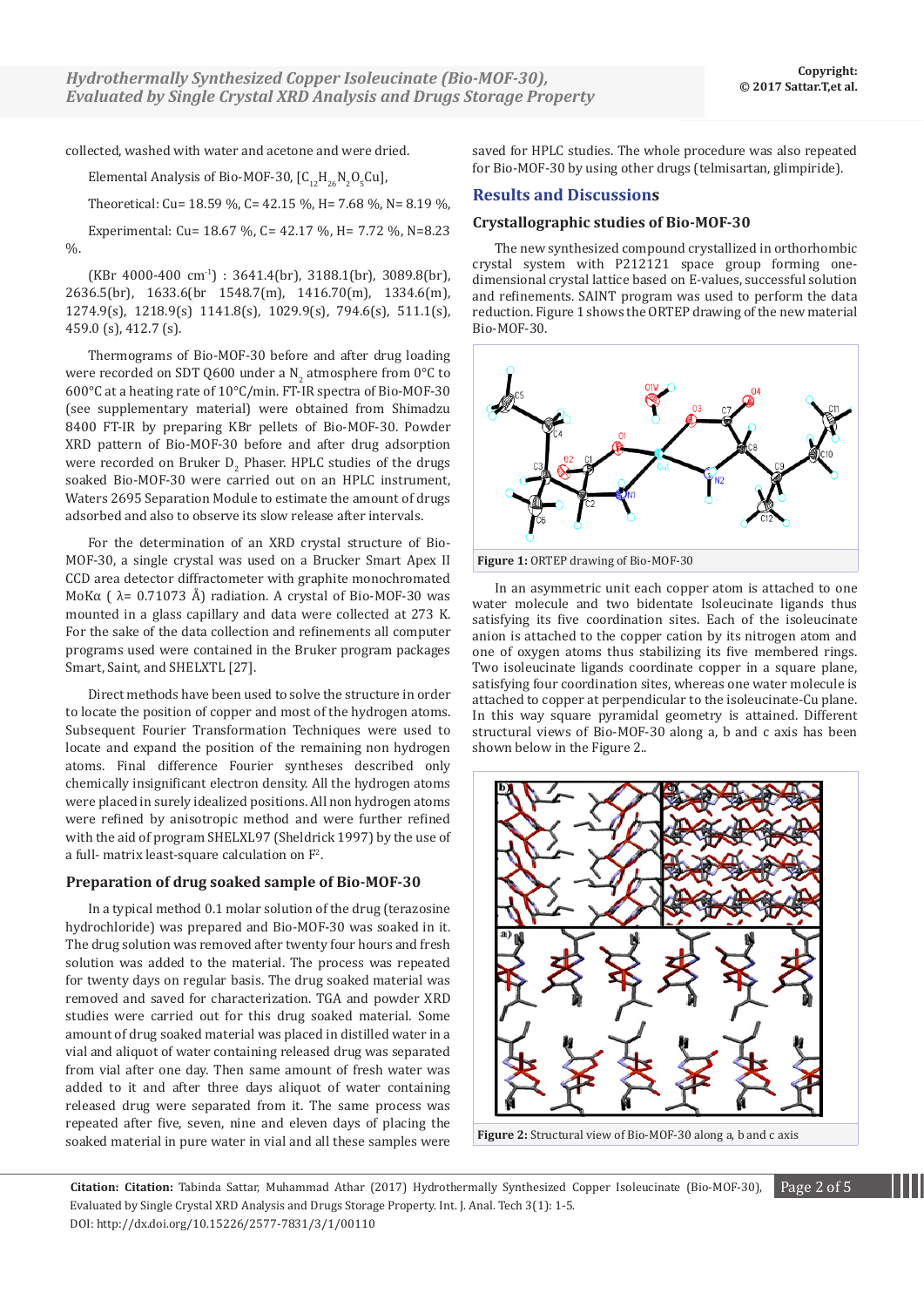collected, washed with water and acetone and were dried.

Elemental Analysis of Bio-MOF-30, $[C_{12}H_{26}N_2O_5Cu]$,

Theoretical: Cu= 18.59 %, C= 42.15 %, H= 7.68 %, N= 8.19 %,

Experimental: Cu= 18.67 %, C= 42.17 %, H= 7.72 %, N=8.23 %.

(KBr 4000-400 $cm^{-1}$) : 3641.4(br), 3188.1(br), 3089.8(br), 2636.5(br), 1633.6(br 1548.7(m), 1416.70(m), 1334.6(m), 1274.9(s), 1218.9(s) 1141.8(s), 1029.9(s), 794.6(s), 511.1(s), 459.0 (s), 412.7 (s).

Thermograms of Bio-MOF-30 before and after drug loading were recorded on SDT Q600 under a $N_2$ atmosphere from 0°C to 600°C at a heating rate of 10°C/min. FT-IR spectra of Bio-MOF-30 (see supplementary material) were obtained from Shimadzu 8400 FT-IR by preparing KBr pellets of Bio-MOF-30. Powder XRD pattern of Bio-MOF-30 before and after drug adsorption were recorded on Bruker $D_2$ Phaser. HPLC studies of the drugs soaked Bio-MOF-30 were carried out on an HPLC instrument, Waters 2695 Separation Module to estimate the amount of drugs adsorbed and also to observe its slow release after intervals.

For the determination of an XRD crystal structure of Bio-MOF-30, a single crystal was used on a Brucker Smart Apex II CCD area detector diffractometer with graphite monochromated MoKα ( λ= 0.71073 Å) radiation. A crystal of Bio-MOF-30 was mounted in a glass capillary and data were collected at 273 K. For the sake of the data collection and refinements all computer programs used were contained in the Bruker program packages Smart, Saint, and SHELXTL [27].

Direct methods have been used to solve the structure in order to locate the position of copper and most of the hydrogen atoms. Subsequent Fourier Transformation Techniques were used to locate and expand the position of the remaining non hydrogen atoms. Final difference Fourier syntheses described only chemically insignificant electron density. All the hydrogen atoms were placed in surely idealized positions. All non hydrogen atoms were refined by anisotropic method and were further refined with the aid of program SHELXL97 (Sheldrick 1997) by the use of a full- matrix least-square calculation on $F^2$.

### Preparation of drug soaked sample of Bio-MOF-30

In a typical method 0.1 molar solution of the drug (terazosine hydrochloride) was prepared and Bio-MOF-30 was soaked in it. The drug solution was removed after twenty four hours and fresh solution was added to the material. The process was repeated for twenty days on regular basis. The drug soaked material was removed and saved for characterization. TGA and powder XRD studies were carried out for this drug soaked material. Some amount of drug soaked material was placed in distilled water in a vial and aliquot of water containing released drug was separated from vial after one day. Then same amount of fresh water was added to it and after three days aliquot of water containing released drug was separated from it. The same process was repeated after five, seven, nine and eleven days of placing the soaked material in pure water in vial and all these samples were saved for HPLC studies. The whole procedure was also repeated for Bio-MOF-30 by using other drugs (telmisartan, glimpiride).

## Results and Discussions

### Crystallographic studies of Bio-MOF-30

The new synthesized compound crystallized in orthorhombic crystal system with P212121 space group forming one-dimensional crystal lattice based on E-values, successful solution and refinements. SAINT program was used to perform the data reduction. Figure 1 shows the ORTEP drawing of the new material Bio-MOF-30.

**Figure 1:** ORTEP drawing of Bio-MOF-30

In an asymmetric unit each copper atom is attached to one water molecule and two bidentate Isoleucinate ligands thus satisfying its five coordination sites. Each of the isoleucinate anion is attached to the copper cation by its nitrogen atom and one of oxygen atoms thus stabilizing its five membered rings. Two isoleucinate ligands coordinate copper in a square plane, satisfying four coordination sites, whereas one water molecule is attached to copper at perpendicular to the isoleucinate-Cu plane. In this way square pyramidal geometry is attained. Different structural views of Bio-MOF-30 along a, b and c axis has been shown below in the Figure 2..

**Figure 2:** Structural view of Bio-MOF-30 along a, b and c axis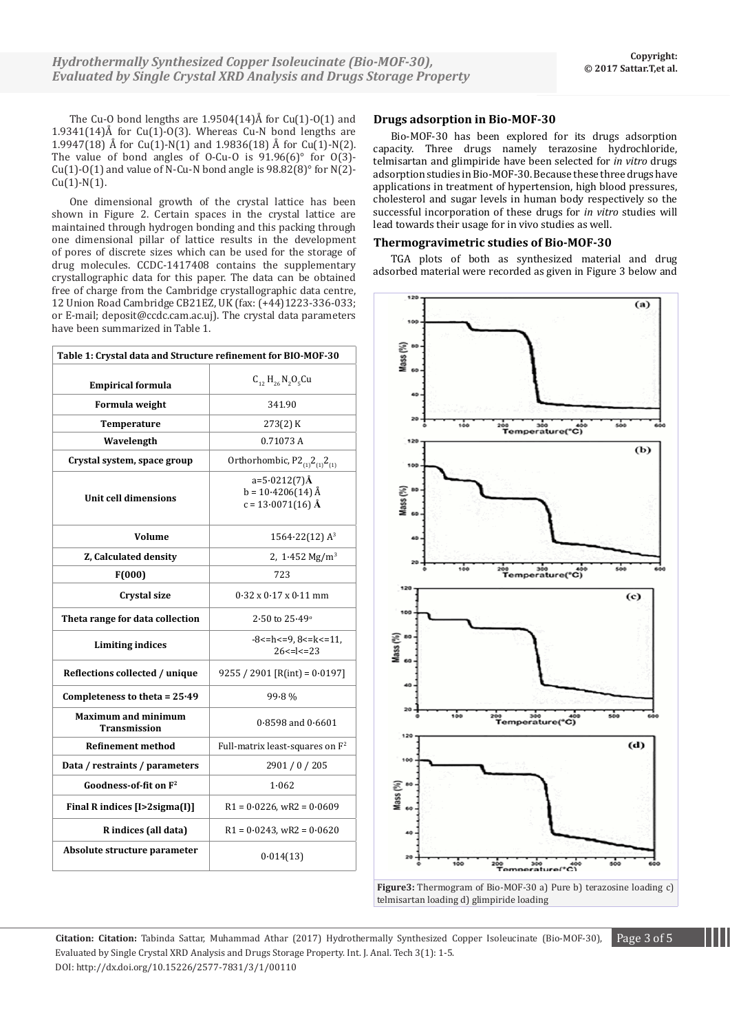The Cu-O bond lengths are 1.9504(14)Å for Cu(1)-O(1) and 1.9341(14)Å for Cu(1)-O(3). Whereas Cu-N bond lengths are 1.9947(18) Å for Cu(1)-N(1) and 1.9836(18) Å for Cu(1)-N(2). The value of bond angles of O-Cu-O is 91.96(6)° for O(3)-Cu(1)-O(1) and value of N-Cu-N bond angle is 98.82(8)° for N(2)-Cu(1)-N(1).

One dimensional growth of the crystal lattice has been shown in Figure 2. Certain spaces in the crystal lattice are maintained through hydrogen bonding and this packing through one dimensional pillar of lattice results in the development of pores of discrete sizes which can be used for the storage of drug molecules. CCDC-1417408 contains the supplementary crystallographic data for this paper. The data can be obtained free of charge from the Cambridge crystallographic data centre, 12 Union Road Cambridge CB21EZ, UK (fax: (+44)1223-336-033; or E-mail; deposit@ccdc.cam.ac.uj). The crystal data parameters have been summarized in Table 1.

**Table 1: Crystal data and Structure refinement for BIO-MOF-30**

| | |
|---|---|
| **Empirical formula** | $C_{12}H_{26}N_2O_5Cu$ |
| **Formula weight** | 341.90 |
| **Temperature** | 273(2) K |
| **Wavelength** | 0.71073 A |
| **Crystal system, space group** | Orthorhombic, $P2_{(1)}2_{(1)}2_{(1)}$ |
| **Unit cell dimensions** | a=5·0212(7)**Å** b = 10·4206(14) Å c = 13·0071(16) **Å** |
| **Volume** | 1564·22(12) $A^3$ |
| **Z, Calculated density** | 2, 1·452 $Mg/m^3$ |
| **F(000)** | 723 |
| **Crystal size** | 0·32 x 0·17 x 0·11 mm |
| **Theta range for data collection** | 2·50 to 25·49° |
| **Limiting indices** | -8<=h<=9, 8<=k<=11, 26<=l<=23 |
| **Reflections collected / unique** | 9255 / 2901 [R(int) = 0·0197] |
| **Completeness to theta = 25·49** | 99·8 % |
| **Maximum and minimum Transmission** | 0·8598 and 0·6601 |
| **Refinement method** | Full-matrix least-squares on $F^2$ |
| **Data / restraints / parameters** | 2901 / 0 / 205 |
| **Goodness-of-fit on $F^2$** | 1·062 |
| **Final R indices [I>2sigma(I)]** | R1 = 0·0226, wR2 = 0·0609 |
| **R indices (all data)** | R1 = 0·0243, wR2 = 0·0620 |
| **Absolute structure parameter** | 0·014(13) |

### Drugs adsorption in Bio-MOF-30

Bio-MOF-30 has been explored for its drugs adsorption capacity. Three drugs namely terazosine hydrochloride, telmisartan and glimpiride have been selected for *in vitro* drugs adsorption studies in Bio-MOF-30. Because these three drugs have applications in treatment of hypertension, high blood pressures, cholesterol and sugar levels in human body respectively so the successful incorporation of these drugs for *in vitro* studies will lead towards their usage for in vivo studies as well.

### Thermogravimetric studies of Bio-MOF-30

TGA plots of both as synthesized material and drug adsorbed material were recorded as given in Figure 3 below and

**Figure3:** Thermogram of Bio-MOF-30 a) Pure b) terazosine loading c) telmisartan loading d) glimpiride loading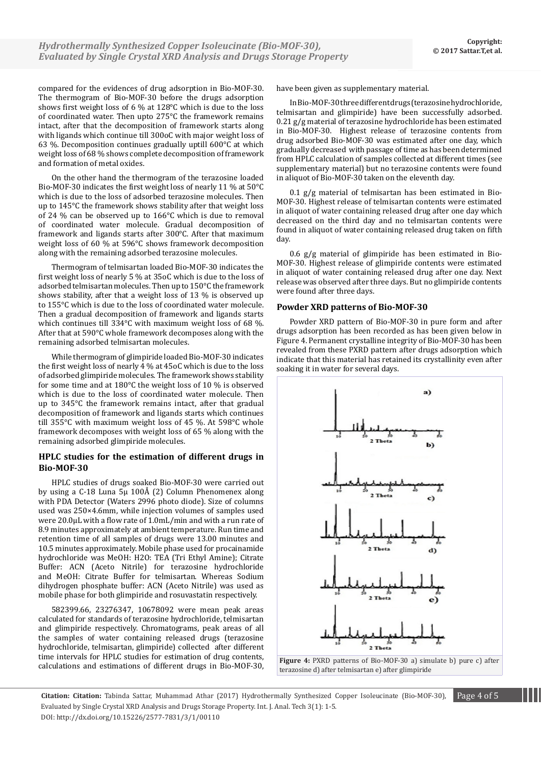compared for the evidences of drug adsorption in Bio-MOF-30. The thermogram of Bio-MOF-30 before the drugs adsorption shows first weight loss of 6 % at 128°C which is due to the loss of coordinated water. Then upto 275°C the framework remains intact, after that the decomposition of framework starts along with ligands which continue till 300oC with major weight loss of 63 %. Decomposition continues gradually uptill 600°C at which weight loss of 68 % shows complete decomposition of framework and formation of metal oxides.

On the other hand the thermogram of the terazosine loaded Bio-MOF-30 indicates the first weight loss of nearly 11 % at 50°C which is due to the loss of adsorbed terazosine molecules. Then up to 145°C the framework shows stability after that weight loss of 24 % can be observed up to 166°C which is due to removal of coordinated water molecule. Gradual decomposition of framework and ligands starts after 300°C. After that maximum weight loss of 60 % at 596°C shows framework decomposition along with the remaining adsorbed terazosine molecules.

Thermogram of telmisartan loaded Bio-MOF-30 indicates the first weight loss of nearly 5 % at 35oC which is due to the loss of adsorbed telmisartan molecules. Then up to 150°C the framework shows stability, after that a weight loss of 13 % is observed up to 155°C which is due to the loss of coordinated water molecule. Then a gradual decomposition of framework and ligands starts which continues till 334°C with maximum weight loss of 68 %. After that at 590°C whole framework decomposes along with the remaining adsorbed telmisartan molecules.

While thermogram of glimpiride loaded Bio-MOF-30 indicates the first weight loss of nearly 4 % at 45oC which is due to the loss of adsorbed glimpiride molecules. The framework shows stability for some time and at 180°C the weight loss of 10 % is observed which is due to the loss of coordinated water molecule. Then up to 345°C the framework remains intact, after that gradual decomposition of framework and ligands starts which continues till 355°C with maximum weight loss of 45 %. At 598°C whole framework decomposes with weight loss of 65 % along with the remaining adsorbed glimpiride molecules.

## HPLC studies for the estimation of different drugs in Bio-MOF-30

HPLC studies of drugs soaked Bio-MOF-30 were carried out by using a C-18 Luna 5μ 100Å (2) Column Phenomenex along with PDA Detector (Waters 2996 photo diode). Size of columns used was 250×4.6mm, while injection volumes of samples used were 20.0μL with a flow rate of 1.0mL/min and with a run rate of 8.9 minutes approximately at ambient temperature. Run time and retention time of all samples of drugs were 13.00 minutes and 10.5 minutes approximately. Mobile phase used for procainamide hydrochloride was MeOH: H2O: TEA (Tri Ethyl Amine); Citrate Buffer: ACN (Aceto Nitrile) for terazosine hydrochloride and MeOH: Citrate Buffer for telmisartan. Whereas Sodium dihydrogen phosphate buffer: ACN (Aceto Nitrile) was used as mobile phase for both glimpiride and rosuvastatin respectively.

582399.66, 23276347, 10678092 were mean peak areas calculated for standards of terazosine hydrochloride, telmisartan and glimpiride respectively. Chromatograms, peak areas of all the samples of water containing released drugs (terazosine hydrochloride, telmisartan, glimpiride) collected after different time intervals for HPLC studies for estimation of drug contents, calculations and estimations of different drugs in Bio-MOF-30, have been given as supplementary material.

In Bio-MOF-30 three different drugs (terazosine hydrochloride, telmisartan and glimpiride) have been successfully adsorbed. 0.21 g/g material of terazosine hydrochloride has been estimated in Bio-MOF-30. Highest release of terazosine contents from drug adsorbed Bio-MOF-30 was estimated after one day, which gradually decreased with passage of time as has been determined from HPLC calculation of samples collected at different times (see supplementary material) but no terazosine contents were found in aliquot of Bio-MOF-30 taken on the eleventh day.

0.1 g/g material of telmisartan has been estimated in Bio-MOF-30. Highest release of telmisartan contents were estimated in aliquot of water containing released drug after one day which decreased on the third day and no telmisartan contents were found in aliquot of water containing released drug taken on fifth day.

0.6 g/g material of glimpiride has been estimated in Bio-MOF-30. Highest release of glimpiride contents were estimated in aliquot of water containing released drug after one day. Next release was observed after three days. But no glimpiride contents were found after three days.

## Powder XRD patterns of Bio-MOF-30

Powder XRD pattern of Bio-MOF-30 in pure form and after drugs adsorption has been recorded as has been given below in Figure 4. Permanent crystalline integrity of Bio-MOF-30 has been revealed from these PXRD pattern after drugs adsorption which indicate that this material has retained its crystallinity even after soaking it in water for several days.

**Figure 4:** PXRD patterns of Bio-MOF-30 a) simulate b) pure c) after terazosine d) after telmisartan e) after glimpiride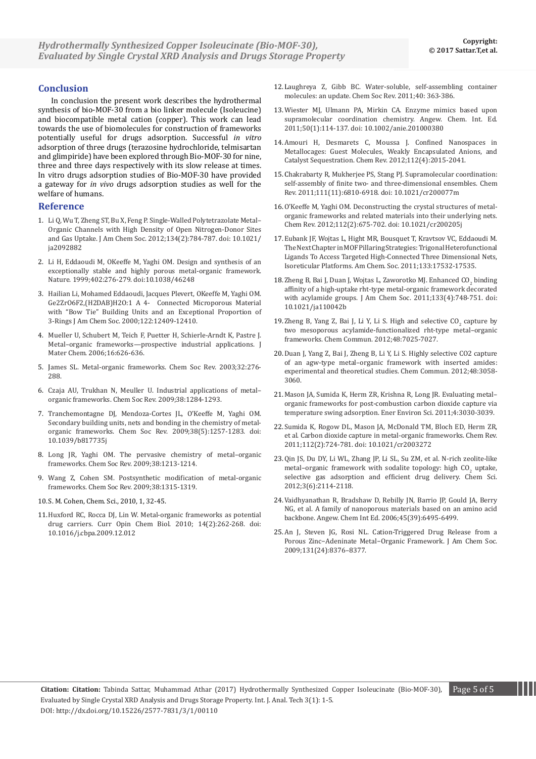## Conclusion

In conclusion the present work describes the hydrothermal synthesis of bio-MOF-30 from a bio linker molecule (Isoleucine) and biocompatible metal cation (copper). This work can lead towards the use of biomolecules for construction of frameworks potentially useful for drugs adsorption. Successful *in vitro* adsorption of three drugs (terazosine hydrochloride, telmisartan and glimpiride) have been explored through Bio-MOF-30 for nine, three and three days respectively with its slow release at times. In vitro drugs adsorption studies of Bio-MOF-30 have provided a gateway for *in vivo* drugs adsorption studies as well for the welfare of humans.

## Reference

1. Li Q, Wu T, Zheng ST, Bu X, Feng P. Single-Walled Polytetrazolate Metal–Organic Channels with High Density of Open Nitrogen-Donor Sites and Gas Uptake. J Am Chem Soc. 2012;134(2):784-787. doi: 10.1021/ja2092882
2. Li H, Eddaoudi M, OKeeffe M, Yaghi OM. Design and synthesis of an exceptionally stable and highly porous metal-organic framework. Nature. 1999;402:276-279. doi:10.1038/46248
3. Hailian Li, Mohamed Eddaoudi, Jacques Plevert, OKeeffe M, Yaghi OM. Ge2ZrO6F2,(H2DAB)H2O:1 A 4- Connected Microporous Material with "Bow Tie" Building Units and an Exceptional Proportion of 3-Rings J Am Chem Soc. 2000;122:12409-12410.
4. Mueller U, Schubert M, Teich F, Puetter H, Schierle-Arndt K, Pastre J. Metal–organic frameworks—prospective industrial applications. J Mater Chem. 2006;16:626-636.
5. James SL. Metal-organic frameworks. Chem Soc Rev. 2003;32:276-288.
6. Czaja AU, Trukhan N, Meuller U. Industrial applications of metal–organic frameworks. Chem Soc Rev. 2009;38:1284-1293.
7. Tranchemontagne DJ, Mendoza-Cortes JL, O'Keeffe M, Yaghi OM. Secondary building units, nets and bonding in the chemistry of metal-organic frameworks. Chem Soc Rev. 2009;38(5):1257-1283. doi: 10.1039/b817735j
8. Long JR, Yaghi OM. The pervasive chemistry of metal–organic frameworks. Chem Soc Rev. 2009;38:1213-1214.
9. Wang Z, Cohen SM. Postsynthetic modification of metal-organic frameworks. Chem Soc Rev. 2009;38:1315-1319.
10. S. M. Cohen, Chem. Sci., 2010, 1, 32-45.
11. Huxford RC, Rocca DJ, Lin W. Metal-organic frameworks as potential drug carriers. Curr Opin Chem Biol. 2010; 14(2):262-268. doi: 10.1016/j.cbpa.2009.12.012
12. Laughreya Z, Gibb BC. Water-soluble, self-assembling container molecules: an update. Chem Soc Rev. 2011;40: 363-386.
13. Wiester MJ, Ulmann PA, Mirkin CA. Enzyme mimics based upon supramolecular coordination chemistry. Angew. Chem. Int. Ed. 2011;50(1):114-137. doi: 10.1002/anie.201000380
14. Amouri H, Desmarets C, Moussa J. Confined Nanospaces in Metallocages: Guest Molecules, Weakly Encapsulated Anions, and Catalyst Sequestration. Chem Rev. 2012;112(4):2015-2041.
15. Chakrabarty R, Mukherjee PS, Stang PJ. Supramolecular coordination: self-assembly of finite two- and three-dimensional ensembles. Chem Rev. 2011;111(11):6810-6918. doi: 10.1021/cr200077m
16. O'Keeffe M, Yaghi OM. Deconstructing the crystal structures of metal-organic frameworks and related materials into their underlying nets. Chem Rev. 2012;112(2):675-702. doi: 10.1021/cr200205j
17. Eubank JF, Wojtas L, Hight MR, Bousquet T, Kravtsov VC, Eddaoudi M. The Next Chapter in MOF Pillaring Strategies: Trigonal Heterofunctional Ligands To Access Targeted High-Connected Three Dimensional Nets, Isoreticular Platforms. Am Chem. Soc. 2011;133:17532-17535.
18. Zheng B, Bai J, Duan J, Wojtas L, Zaworotko MJ. Enhanced $CO_2$ binding affinity of a high-uptake rht-type metal-organic framework decorated with acylamide groups. J Am Chem Soc. 2011;133(4):748-751. doi: 10.1021/ja110042b
19. Zheng B, Yang Z, Bai J, Li Y, Li S. High and selective $CO_2$ capture by two mesoporous acylamide-functionalized rht-type metal–organic frameworks. Chem Commun. 2012;48:7025-7027.
20. Duan J, Yang Z, Bai J, Zheng B, Li Y, Li S. Highly selective CO2 capture of an agw-type metal–organic framework with inserted amides: experimental and theoretical studies. Chem Commun. 2012;48:3058-3060.
21. Mason JA, Sumida K, Herm ZR, Krishna R, Long JR. Evaluating metal–organic frameworks for post-combustion carbon dioxide capture via temperature swing adsorption. Ener Environ Sci. 2011;4:3030-3039.
22. Sumida K, Rogow DL, Mason JA, McDonald TM, Bloch ED, Herm ZR, et al. Carbon dioxide capture in metal-organic frameworks. Chem Rev. 2011;112(2):724-781. doi: 10.1021/cr2003272
23. Qin JS, Du DY, Li WL, Zhang JP, Li SL, Su ZM, et al. N-rich zeolite-like metal–organic framework with sodalite topology: high $CO_2$ uptake, selective gas adsorption and efficient drug delivery. Chem Sci. 2012;3(6):2114-2118.
24. Vaidhyanathan R, Bradshaw D, Rebilly JN, Barrio JP, Gould JA, Berry NG, et al. A family of nanoporous materials based on an amino acid backbone. Angew. Chem Int Ed. 2006;45(39):6495-6499.
25. An J, Steven JG, Rosi NL. Cation-Triggered Drug Release from a Porous Zinc–Adeninate Metal–Organic Framework. J Am Chem Soc. 2009;131(24):8376–8377.